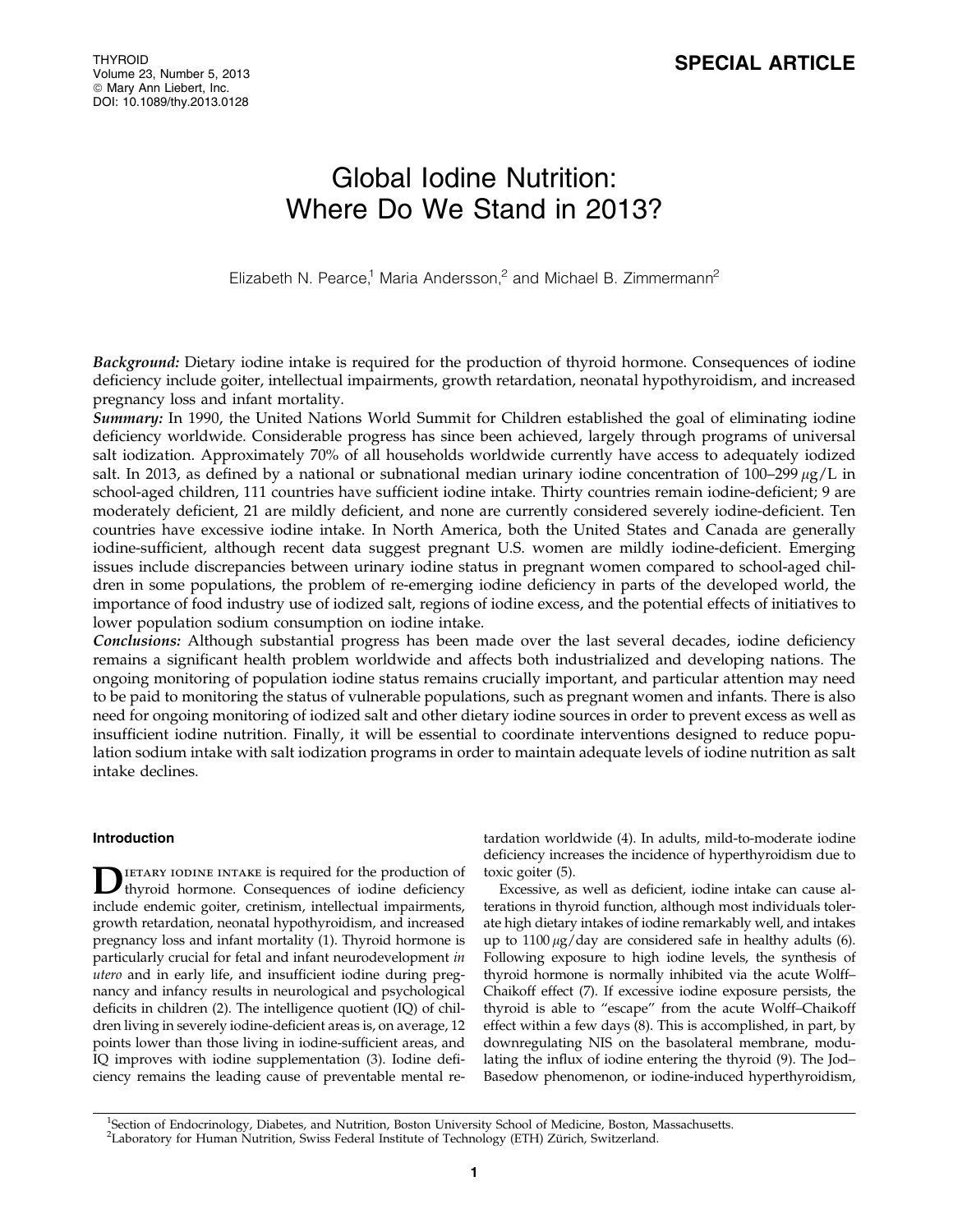**SPECIAL ARTICLE**

# Global Iodine Nutrition: Where Do We Stand in 2013?

Elizabeth N. Pearce,[1] Maria Andersson,[2] and Michael B. Zimmermann[2]

***Background:*** Dietary iodine intake is required for the production of thyroid hormone. Consequences of iodine deficiency include goiter, intellectual impairments, growth retardation, neonatal hypothyroidism, and increased pregnancy loss and infant mortality.

***Summary:*** In 1990, the United Nations World Summit for Children established the goal of eliminating iodine deficiency worldwide. Considerable progress has since been achieved, largely through programs of universal salt iodization. Approximately 70% of all households worldwide currently have access to adequately iodized salt. In 2013, as defined by a national or subnational median urinary iodine concentration of 100–299 $\mu$g/L in school-aged children, 111 countries have sufficient iodine intake. Thirty countries remain iodine-deficient; 9 are moderately deficient, 21 are mildly deficient, and none are currently considered severely iodine-deficient. Ten countries have excessive iodine intake. In North America, both the United States and Canada are generally iodine-sufficient, although recent data suggest pregnant U.S. women are mildly iodine-deficient. Emerging issues include discrepancies between urinary iodine status in pregnant women compared to school-aged children in some populations, the problem of re-emerging iodine deficiency in parts of the developed world, the importance of food industry use of iodized salt, regions of iodine excess, and the potential effects of initiatives to lower population sodium consumption on iodine intake.

***Conclusions:*** Although substantial progress has been made over the last several decades, iodine deficiency remains a significant health problem worldwide and affects both industrialized and developing nations. The ongoing monitoring of population iodine status remains crucially important, and particular attention may need to be paid to monitoring the status of vulnerable populations, such as pregnant women and infants. There is also need for ongoing monitoring of iodized salt and other dietary iodine sources in order to prevent excess as well as insufficient iodine nutrition. Finally, it will be essential to coordinate interventions designed to reduce population sodium intake with salt iodization programs in order to maintain adequate levels of iodine nutrition as salt intake declines.

## Introduction

Dietary iodine intake is required for the production of thyroid hormone. Consequences of iodine deficiency include endemic goiter, cretinism, intellectual impairments, growth retardation, neonatal hypothyroidism, and increased pregnancy loss and infant mortality (1). Thyroid hormone is particularly crucial for fetal and infant neurodevelopment *in utero* and in early life, and insufficient iodine during pregnancy and infancy results in neurological and psychological deficits in children (2). The intelligence quotient (IQ) of children living in severely iodine-deficient areas is, on average, 12 points lower than those living in iodine-sufficient areas, and IQ improves with iodine supplementation (3). Iodine deficiency remains the leading cause of preventable mental retardation worldwide (4). In adults, mild-to-moderate iodine deficiency increases the incidence of hyperthyroidism due to toxic goiter (5).

Excessive, as well as deficient, iodine intake can cause alterations in thyroid function, although most individuals tolerate high dietary intakes of iodine remarkably well, and intakes up to 1100 $\mu$g/day are considered safe in healthy adults (6). Following exposure to high iodine levels, the synthesis of thyroid hormone is normally inhibited via the acute Wolff–Chaikoff effect (7). If excessive iodine exposure persists, the thyroid is able to "escape" from the acute Wolff–Chaikoff effect within a few days (8). This is accomplished, in part, by downregulating NIS on the basolateral membrane, modulating the influx of iodine entering the thyroid (9). The Jod–Basedow phenomenon, or iodine-induced hyperthyroidism,

[1]Section of Endocrinology, Diabetes, and Nutrition, Boston University School of Medicine, Boston, Massachusetts.
[2]Laboratory for Human Nutrition, Swiss Federal Institute of Technology (ETH) Zürich, Switzerland.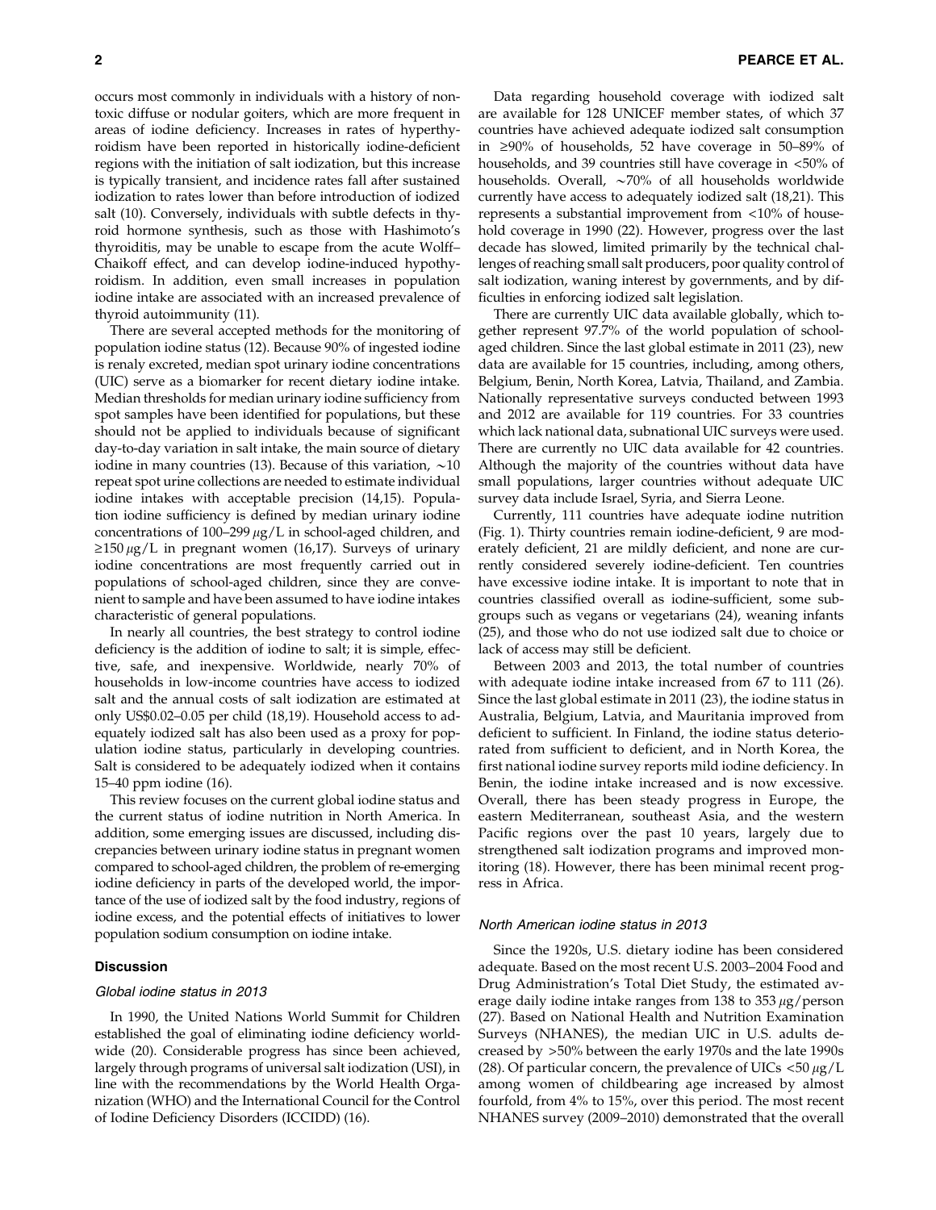occurs most commonly in individuals with a history of nontoxic diffuse or nodular goiters, which are more frequent in areas of iodine deficiency. Increases in rates of hyperthyroidism have been reported in historically iodine-deficient regions with the initiation of salt iodization, but this increase is typically transient, and incidence rates fall after sustained iodization to rates lower than before introduction of iodized salt (10). Conversely, individuals with subtle defects in thyroid hormone synthesis, such as those with Hashimoto's thyroiditis, may be unable to escape from the acute Wolff–Chaikoff effect, and can develop iodine-induced hypothyroidism. In addition, even small increases in population iodine intake are associated with an increased prevalence of thyroid autoimmunity (11).

There are several accepted methods for the monitoring of population iodine status (12). Because 90% of ingested iodine is renaly excreted, median spot urinary iodine concentrations (UIC) serve as a biomarker for recent dietary iodine intake. Median thresholds for median urinary iodine sufficiency from spot samples have been identified for populations, but these should not be applied to individuals because of significant day-to-day variation in salt intake, the main source of dietary iodine in many countries (13). Because of this variation, ~10 repeat spot urine collections are needed to estimate individual iodine intakes with acceptable precision (14,15). Population iodine sufficiency is defined by median urinary iodine concentrations of 100–299 $\mu$g/L in school-aged children, and ≥150 $\mu$g/L in pregnant women (16,17). Surveys of urinary iodine concentrations are most frequently carried out in populations of school-aged children, since they are convenient to sample and have been assumed to have iodine intakes characteristic of general populations.

In nearly all countries, the best strategy to control iodine deficiency is the addition of iodine to salt; it is simple, effective, safe, and inexpensive. Worldwide, nearly 70% of households in low-income countries have access to iodized salt and the annual costs of salt iodization are estimated at only US$0.02–0.05 per child (18,19). Household access to adequately iodized salt has also been used as a proxy for population iodine status, particularly in developing countries. Salt is considered to be adequately iodized when it contains 15–40 ppm iodine (16).

This review focuses on the current global iodine status and the current status of iodine nutrition in North America. In addition, some emerging issues are discussed, including discrepancies between urinary iodine status in pregnant women compared to school-aged children, the problem of re-emerging iodine deficiency in parts of the developed world, the importance of the use of iodized salt by the food industry, regions of iodine excess, and the potential effects of initiatives to lower population sodium consumption on iodine intake.

## Discussion

### *Global iodine status in 2013*

In 1990, the United Nations World Summit for Children established the goal of eliminating iodine deficiency worldwide (20). Considerable progress has since been achieved, largely through programs of universal salt iodization (USI), in line with the recommendations by the World Health Organization (WHO) and the International Council for the Control of Iodine Deficiency Disorders (ICCIDD) (16).

Data regarding household coverage with iodized salt are available for 128 UNICEF member states, of which 37 countries have achieved adequate iodized salt consumption in ≥90% of households, 52 have coverage in 50–89% of households, and 39 countries still have coverage in <50% of households. Overall, ~70% of all households worldwide currently have access to adequately iodized salt (18,21). This represents a substantial improvement from <10% of household coverage in 1990 (22). However, progress over the last decade has slowed, limited primarily by the technical challenges of reaching small salt producers, poor quality control of salt iodization, waning interest by governments, and by difficulties in enforcing iodized salt legislation.

There are currently UIC data available globally, which together represent 97.7% of the world population of school-aged children. Since the last global estimate in 2011 (23), new data are available for 15 countries, including, among others, Belgium, Benin, North Korea, Latvia, Thailand, and Zambia. Nationally representative surveys conducted between 1993 and 2012 are available for 119 countries. For 33 countries which lack national data, subnational UIC surveys were used. There are currently no UIC data available for 42 countries. Although the majority of the countries without data have small populations, larger countries without adequate UIC survey data include Israel, Syria, and Sierra Leone.

Currently, 111 countries have adequate iodine nutrition (Fig. 1). Thirty countries remain iodine-deficient, 9 are moderately deficient, 21 are mildly deficient, and none are currently considered severely iodine-deficient. Ten countries have excessive iodine intake. It is important to note that in countries classified overall as iodine-sufficient, some subgroups such as vegans or vegetarians (24), weaning infants (25), and those who do not use iodized salt due to choice or lack of access may still be deficient.

Between 2003 and 2013, the total number of countries with adequate iodine intake increased from 67 to 111 (26). Since the last global estimate in 2011 (23), the iodine status in Australia, Belgium, Latvia, and Mauritania improved from deficient to sufficient. In Finland, the iodine status deteriorated from sufficient to deficient, and in North Korea, the first national iodine survey reports mild iodine deficiency. In Benin, the iodine intake increased and is now excessive. Overall, there has been steady progress in Europe, the eastern Mediterranean, southeast Asia, and the western Pacific regions over the past 10 years, largely due to strengthened salt iodization programs and improved monitoring (18). However, there has been minimal recent progress in Africa.

### *North American iodine status in 2013*

Since the 1920s, U.S. dietary iodine has been considered adequate. Based on the most recent U.S. 2003–2004 Food and Drug Administration's Total Diet Study, the estimated average daily iodine intake ranges from 138 to 353 $\mu$g/person (27). Based on National Health and Nutrition Examination Surveys (NHANES), the median UIC in U.S. adults decreased by >50% between the early 1970s and the late 1990s (28). Of particular concern, the prevalence of UICs <50 $\mu$g/L among women of childbearing age increased by almost fourfold, from 4% to 15%, over this period. The most recent NHANES survey (2009–2010) demonstrated that the overall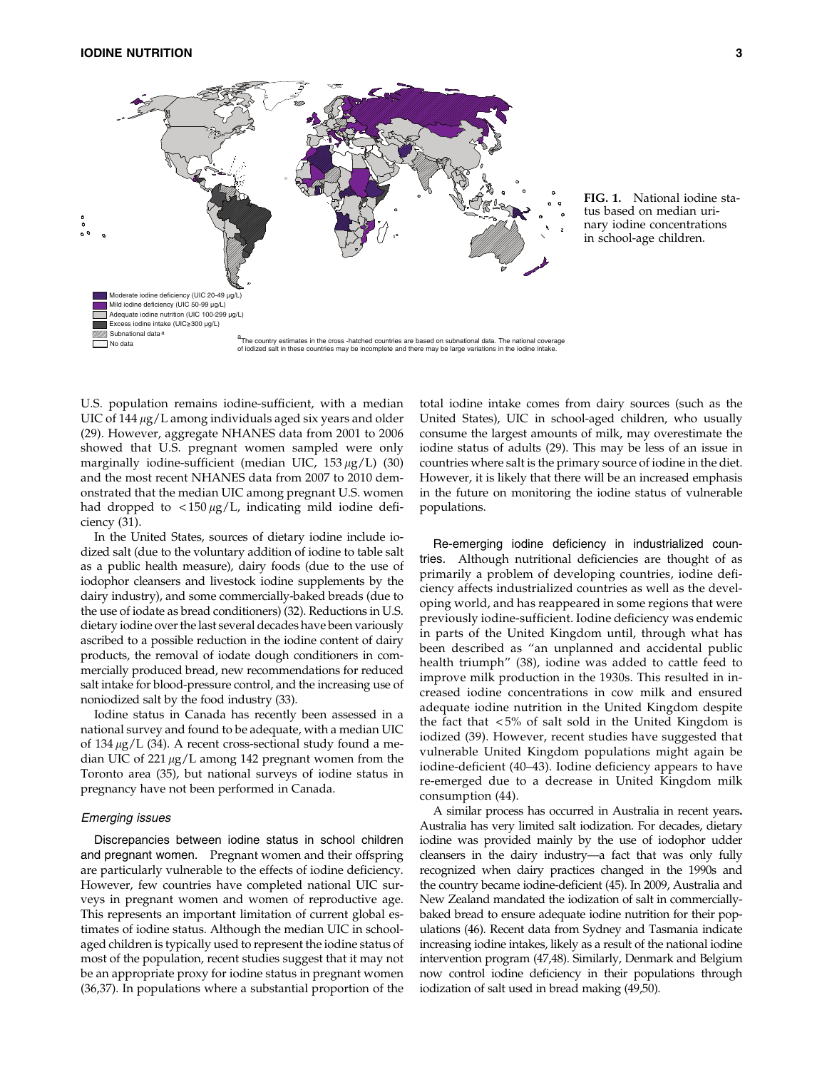Moderate iodine deficiency (UIC 20-49 µg/L)
Mild iodine deficiency (UIC 50-99 µg/L)
Adequate iodine nutrition (UIC 100-299 µg/L)
Excess iodine intake (UIC≥300 µg/L)
Subnational data [a]
No data

[a]The country estimates in the cross-hatched countries are based on subnational data. The national coverage of iodized salt in these countries may be incomplete and there may be large variations in the iodine intake.

**FIG. 1.** National iodine status based on median urinary iodine concentrations in school-age children.

U.S. population remains iodine-sufficient, with a median UIC of 144 $\mu$g/L among individuals aged six years and older (29). However, aggregate NHANES data from 2001 to 2006 showed that U.S. pregnant women sampled were only marginally iodine-sufficient (median UIC, 153 $\mu$g/L) (30) and the most recent NHANES data from 2007 to 2010 demonstrated that the median UIC among pregnant U.S. women had dropped to $<150\,\mu$g/L, indicating mild iodine deficiency (31).

In the United States, sources of dietary iodine include iodized salt (due to the voluntary addition of iodine to table salt as a public health measure), dairy foods (due to the use of iodophor cleansers and livestock iodine supplements by the dairy industry), and some commercially-baked breads (due to the use of iodate as bread conditioners) (32). Reductions in U.S. dietary iodine over the last several decades have been variously ascribed to a possible reduction in the iodine content of dairy products, the removal of iodate dough conditioners in commercially produced bread, new recommendations for reduced salt intake for blood-pressure control, and the increasing use of noniodized salt by the food industry (33).

Iodine status in Canada has recently been assessed in a national survey and found to be adequate, with a median UIC of 134 $\mu$g/L (34). A recent cross-sectional study found a median UIC of 221 $\mu$g/L among 142 pregnant women from the Toronto area (35), but national surveys of iodine status in pregnancy have not been performed in Canada.

### *Emerging issues*

Discrepancies between iodine status in school children and pregnant women. Pregnant women and their offspring are particularly vulnerable to the effects of iodine deficiency. However, few countries have completed national UIC surveys in pregnant women and women of reproductive age. This represents an important limitation of current global estimates of iodine status. Although the median UIC in school-aged children is typically used to represent the iodine status of most of the population, recent studies suggest that it may not be an appropriate proxy for iodine status in pregnant women (36,37). In populations where a substantial proportion of the total iodine intake comes from dairy sources (such as the United States), UIC in school-aged children, who usually consume the largest amounts of milk, may overestimate the iodine status of adults (29). This may be less of an issue in countries where salt is the primary source of iodine in the diet. However, it is likely that there will be an increased emphasis in the future on monitoring the iodine status of vulnerable populations.

Re-emerging iodine deficiency in industrialized countries. Although nutritional deficiencies are thought of as primarily a problem of developing countries, iodine deficiency affects industrialized countries as well as the developing world, and has reappeared in some regions that were previously iodine-sufficient. Iodine deficiency was endemic in parts of the United Kingdom until, through what has been described as "an unplanned and accidental public health triumph" (38), iodine was added to cattle feed to improve milk production in the 1930s. This resulted in increased iodine concentrations in cow milk and ensured adequate iodine nutrition in the United Kingdom despite the fact that $<5\%$ of salt sold in the United Kingdom is iodized (39). However, recent studies have suggested that vulnerable United Kingdom populations might again be iodine-deficient (40–43). Iodine deficiency appears to have re-emerged due to a decrease in United Kingdom milk consumption (44).

A similar process has occurred in Australia in recent years**.** Australia has very limited salt iodization. For decades, dietary iodine was provided mainly by the use of iodophor udder cleansers in the dairy industry—a fact that was only fully recognized when dairy practices changed in the 1990s and the country became iodine-deficient (45). In 2009, Australia and New Zealand mandated the iodization of salt in commercially-baked bread to ensure adequate iodine nutrition for their populations (46). Recent data from Sydney and Tasmania indicate increasing iodine intakes, likely as a result of the national iodine intervention program (47,48). Similarly, Denmark and Belgium now control iodine deficiency in their populations through iodization of salt used in bread making (49,50).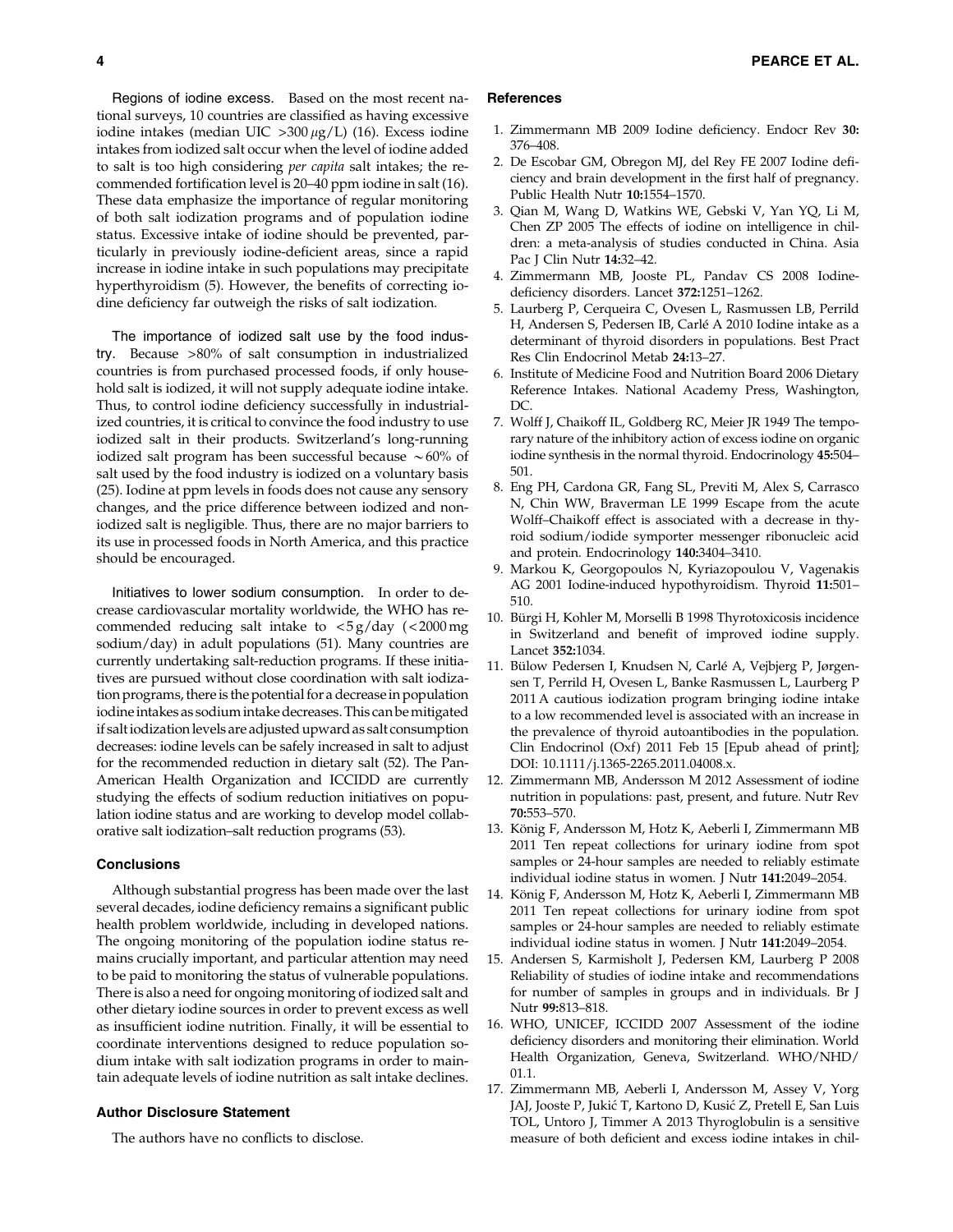**Regions of iodine excess.** Based on the most recent national surveys, 10 countries are classified as having excessive iodine intakes (median UIC >300 $\mu$g/L) (16). Excess iodine intakes from iodized salt occur when the level of iodine added to salt is too high considering *per capita* salt intakes; the recommended fortification level is 20–40 ppm iodine in salt (16). These data emphasize the importance of regular monitoring of both salt iodization programs and of population iodine status. Excessive intake of iodine should be prevented, particularly in previously iodine-deficient areas, since a rapid increase in iodine intake in such populations may precipitate hyperthyroidism (5). However, the benefits of correcting iodine deficiency far outweigh the risks of salt iodization.

**The importance of iodized salt use by the food industry.** Because >80% of salt consumption in industrialized countries is from purchased processed foods, if only household salt is iodized, it will not supply adequate iodine intake. Thus, to control iodine deficiency successfully in industrialized countries, it is critical to convince the food industry to use iodized salt in their products. Switzerland's long-running iodized salt program has been successful because ~60% of salt used by the food industry is iodized on a voluntary basis (25). Iodine at ppm levels in foods does not cause any sensory changes, and the price difference between iodized and noniodized salt is negligible. Thus, there are no major barriers to its use in processed foods in North America, and this practice should be encouraged.

**Initiatives to lower sodium consumption.** In order to decrease cardiovascular mortality worldwide, the WHO has recommended reducing salt intake to <5 g/day (<2000 mg sodium/day) in adult populations (51). Many countries are currently undertaking salt-reduction programs. If these initiatives are pursued without close coordination with salt iodization programs, there is the potential for a decrease in population iodine intakes as sodium intake decreases. This can be mitigated if salt iodization levels are adjusted upward as salt consumption decreases: iodine levels can be safely increased in salt to adjust for the recommended reduction in dietary salt (52). The Pan-American Health Organization and ICCIDD are currently studying the effects of sodium reduction initiatives on population iodine status and are working to develop model collaborative salt iodization–salt reduction programs (53).

## Conclusions

Although substantial progress has been made over the last several decades, iodine deficiency remains a significant public health problem worldwide, including in developed nations. The ongoing monitoring of the population iodine status remains crucially important, and particular attention may need to be paid to monitoring the status of vulnerable populations. There is also a need for ongoing monitoring of iodized salt and other dietary iodine sources in order to prevent excess as well as insufficient iodine nutrition. Finally, it will be essential to coordinate interventions designed to reduce population sodium intake with salt iodization programs in order to maintain adequate levels of iodine nutrition as salt intake declines.

## Author Disclosure Statement

The authors have no conflicts to disclose.

## References

1. Zimmermann MB 2009 Iodine deficiency. Endocr Rev **30:** 376–408.
2. De Escobar GM, Obregon MJ, del Rey FE 2007 Iodine deficiency and brain development in the first half of pregnancy. Public Health Nutr **10:**1554–1570.
3. Qian M, Wang D, Watkins WE, Gebski V, Yan YQ, Li M, Chen ZP 2005 The effects of iodine on intelligence in children: a meta-analysis of studies conducted in China. Asia Pac J Clin Nutr **14:**32–42.
4. Zimmermann MB, Jooste PL, Pandav CS 2008 Iodine-deficiency disorders. Lancet **372:**1251–1262.
5. Laurberg P, Cerqueira C, Ovesen L, Rasmussen LB, Perrild H, Andersen S, Pedersen IB, Carlé A 2010 Iodine intake as a determinant of thyroid disorders in populations. Best Pract Res Clin Endocrinol Metab **24:**13–27.
6. Institute of Medicine Food and Nutrition Board 2006 Dietary Reference Intakes. National Academy Press, Washington, DC.
7. Wolff J, Chaikoff IL, Goldberg RC, Meier JR 1949 The temporary nature of the inhibitory action of excess iodine on organic iodine synthesis in the normal thyroid. Endocrinology **45:**504–501.
8. Eng PH, Cardona GR, Fang SL, Previti M, Alex S, Carrasco N, Chin WW, Braverman LE 1999 Escape from the acute Wolff–Chaikoff effect is associated with a decrease in thyroid sodium/iodide symporter messenger ribonucleic acid and protein. Endocrinology **140:**3404–3410.
9. Markou K, Georgopoulos N, Kyriazopoulou V, Vagenakis AG 2001 Iodine-induced hypothyroidism. Thyroid **11:**501–510.
10. Bürgi H, Kohler M, Morselli B 1998 Thyrotoxicosis incidence in Switzerland and benefit of improved iodine supply. Lancet **352:**1034.
11. Bülow Pedersen I, Knudsen N, Carlé A, Vejbjerg P, Jørgensen T, Perrild H, Ovesen L, Banke Rasmussen L, Laurberg P 2011 A cautious iodization program bringing iodine intake to a low recommended level is associated with an increase in the prevalence of thyroid autoantibodies in the population. Clin Endocrinol (Oxf) 2011 Feb 15 [Epub ahead of print]; DOI: 10.1111/j.1365-2265.2011.04008.x.
12. Zimmermann MB, Andersson M 2012 Assessment of iodine nutrition in populations: past, present, and future. Nutr Rev **70:**553–570.
13. König F, Andersson M, Hotz K, Aeberli I, Zimmermann MB 2011 Ten repeat collections for urinary iodine from spot samples or 24-hour samples are needed to reliably estimate individual iodine status in women. J Nutr **141:**2049–2054.
14. König F, Andersson M, Hotz K, Aeberli I, Zimmermann MB 2011 Ten repeat collections for urinary iodine from spot samples or 24-hour samples are needed to reliably estimate individual iodine status in women. J Nutr **141:**2049–2054.
15. Andersen S, Karmisholt J, Pedersen KM, Laurberg P 2008 Reliability of studies of iodine intake and recommendations for number of samples in groups and in individuals. Br J Nutr **99:**813–818.
16. WHO, UNICEF, ICCIDD 2007 Assessment of the iodine deficiency disorders and monitoring their elimination. World Health Organization, Geneva, Switzerland. WHO/NHD/01.1.
17. Zimmermann MB, Aeberli I, Andersson M, Assey V, Yorg JAJ, Jooste P, Jukić T, Kartono D, Kusić Z, Pretell E, San Luis TOL, Untoro J, Timmer A 2013 Thyroglobulin is a sensitive measure of both deficient and excess iodine intakes in chil-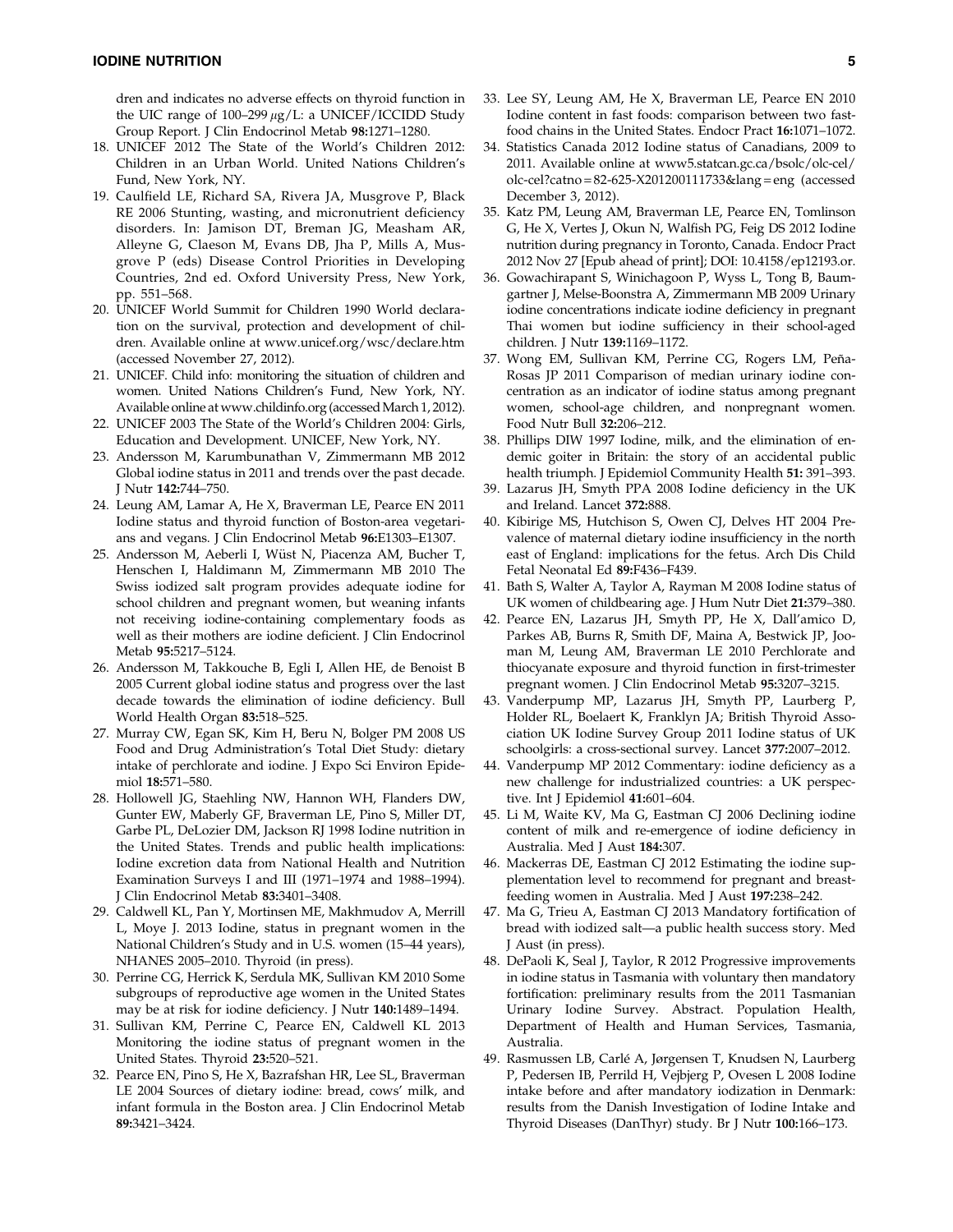dren and indicates no adverse effects on thyroid function in the UIC range of 100–299 $\mu$g/L: a UNICEF/ICCIDD Study Group Report. J Clin Endocrinol Metab **98:**1271–1280.

18. UNICEF 2012 The State of the World's Children 2012: Children in an Urban World. United Nations Children's Fund, New York, NY.
19. Caulfield LE, Richard SA, Rivera JA, Musgrove P, Black RE 2006 Stunting, wasting, and micronutrient deficiency disorders. In: Jamison DT, Breman JG, Measham AR, Alleyne G, Claeson M, Evans DB, Jha P, Mills A, Musgrove P (eds) Disease Control Priorities in Developing Countries, 2nd ed. Oxford University Press, New York, pp. 551–568.
20. UNICEF World Summit for Children 1990 World declaration on the survival, protection and development of children. Available online at www.unicef.org/wsc/declare.htm (accessed November 27, 2012).
21. UNICEF. Child info: monitoring the situation of children and women. United Nations Children's Fund, New York, NY. Available online at www.childinfo.org (accessed March 1, 2012).
22. UNICEF 2003 The State of the World's Children 2004: Girls, Education and Development. UNICEF, New York, NY.
23. Andersson M, Karumbunathan V, Zimmermann MB 2012 Global iodine status in 2011 and trends over the past decade. J Nutr **142:**744–750.
24. Leung AM, Lamar A, He X, Braverman LE, Pearce EN 2011 Iodine status and thyroid function of Boston-area vegetarians and vegans. J Clin Endocrinol Metab **96:**E1303–E1307.
25. Andersson M, Aeberli I, Wüst N, Piacenza AM, Bucher T, Henschen I, Haldimann M, Zimmermann MB 2010 The Swiss iodized salt program provides adequate iodine for school children and pregnant women, but weaning infants not receiving iodine-containing complementary foods as well as their mothers are iodine deficient. J Clin Endocrinol Metab **95:**5217–5124.
26. Andersson M, Takkouche B, Egli I, Allen HE, de Benoist B 2005 Current global iodine status and progress over the last decade towards the elimination of iodine deficiency. Bull World Health Organ **83:**518–525.
27. Murray CW, Egan SK, Kim H, Beru N, Bolger PM 2008 US Food and Drug Administration's Total Diet Study: dietary intake of perchlorate and iodine. J Expo Sci Environ Epidemiol **18:**571–580.
28. Hollowell JG, Staehling NW, Hannon WH, Flanders DW, Gunter EW, Maberly GF, Braverman LE, Pino S, Miller DT, Garbe PL, DeLozier DM, Jackson RJ 1998 Iodine nutrition in the United States. Trends and public health implications: Iodine excretion data from National Health and Nutrition Examination Surveys I and III (1971–1974 and 1988–1994). J Clin Endocrinol Metab **83:**3401–3408.
29. Caldwell KL, Pan Y, Mortinsen ME, Makhmudov A, Merrill L, Moye J. 2013 Iodine, status in pregnant women in the National Children's Study and in U.S. women (15–44 years), NHANES 2005–2010. Thyroid (in press).
30. Perrine CG, Herrick K, Serdula MK, Sullivan KM 2010 Some subgroups of reproductive age women in the United States may be at risk for iodine deficiency. J Nutr **140:**1489–1494.
31. Sullivan KM, Perrine C, Pearce EN, Caldwell KL 2013 Monitoring the iodine status of pregnant women in the United States. Thyroid **23:**520–521.
32. Pearce EN, Pino S, He X, Bazrafshan HR, Lee SL, Braverman LE 2004 Sources of dietary iodine: bread, cows' milk, and infant formula in the Boston area. J Clin Endocrinol Metab **89:**3421–3424.
33. Lee SY, Leung AM, He X, Braverman LE, Pearce EN 2010 Iodine content in fast foods: comparison between two fast-food chains in the United States. Endocr Pract **16:**1071–1072.
34. Statistics Canada 2012 Iodine status of Canadians, 2009 to 2011. Available online at www5.statcan.gc.ca/bsolc/olc-cel/olc-cel?catno=82-625-X201200111733&lang=eng (accessed December 3, 2012).
35. Katz PM, Leung AM, Braverman LE, Pearce EN, Tomlinson G, He X, Vertes J, Okun N, Walfish PG, Feig DS 2012 Iodine nutrition during pregnancy in Toronto, Canada. Endocr Pract 2012 Nov 27 [Epub ahead of print]; DOI: 10.4158/ep12193.or.
36. Gowachirapant S, Winichagoon P, Wyss L, Tong B, Baumgartner J, Melse-Boonstra A, Zimmermann MB 2009 Urinary iodine concentrations indicate iodine deficiency in pregnant Thai women but iodine sufficiency in their school-aged children. J Nutr **139:**1169–1172.
37. Wong EM, Sullivan KM, Perrine CG, Rogers LM, Peña-Rosas JP 2011 Comparison of median urinary iodine concentration as an indicator of iodine status among pregnant women, school-age children, and nonpregnant women. Food Nutr Bull **32:**206–212.
38. Phillips DIW 1997 Iodine, milk, and the elimination of endemic goiter in Britain: the story of an accidental public health triumph. J Epidemiol Community Health **51:** 391–393.
39. Lazarus JH, Smyth PPA 2008 Iodine deficiency in the UK and Ireland. Lancet **372:**888.
40. Kibirige MS, Hutchison S, Owen CJ, Delves HT 2004 Prevalence of maternal dietary iodine insufficiency in the north east of England: implications for the fetus. Arch Dis Child Fetal Neonatal Ed **89:**F436–F439.
41. Bath S, Walter A, Taylor A, Rayman M 2008 Iodine status of UK women of childbearing age. J Hum Nutr Diet **21:**379–380.
42. Pearce EN, Lazarus JH, Smyth PP, He X, Dall'amico D, Parkes AB, Burns R, Smith DF, Maina A, Bestwick JP, Jooman M, Leung AM, Braverman LE 2010 Perchlorate and thiocyanate exposure and thyroid function in first-trimester pregnant women. J Clin Endocrinol Metab **95:**3207–3215.
43. Vanderpump MP, Lazarus JH, Smyth PP, Laurberg P, Holder RL, Boelaert K, Franklyn JA; British Thyroid Association UK Iodine Survey Group 2011 Iodine status of UK schoolgirls: a cross-sectional survey. Lancet **377:**2007–2012.
44. Vanderpump MP 2012 Commentary: iodine deficiency as a new challenge for industrialized countries: a UK perspective. Int J Epidemiol **41:**601–604.
45. Li M, Waite KV, Ma G, Eastman CJ 2006 Declining iodine content of milk and re-emergence of iodine deficiency in Australia. Med J Aust **184:**307.
46. Mackerras DE, Eastman CJ 2012 Estimating the iodine supplementation level to recommend for pregnant and breastfeeding women in Australia. Med J Aust **197:**238–242.
47. Ma G, Trieu A, Eastman CJ 2013 Mandatory fortification of bread with iodized salt—a public health success story. Med J Aust (in press).
48. DePaoli K, Seal J, Taylor, R 2012 Progressive improvements in iodine status in Tasmania with voluntary then mandatory fortification: preliminary results from the 2011 Tasmanian Urinary Iodine Survey. Abstract. Population Health, Department of Health and Human Services, Tasmania, Australia.
49. Rasmussen LB, Carlé A, Jørgensen T, Knudsen N, Laurberg P, Pedersen IB, Perrild H, Vejbjerg P, Ovesen L 2008 Iodine intake before and after mandatory iodization in Denmark: results from the Danish Investigation of Iodine Intake and Thyroid Diseases (DanThyr) study. Br J Nutr **100:**166–173.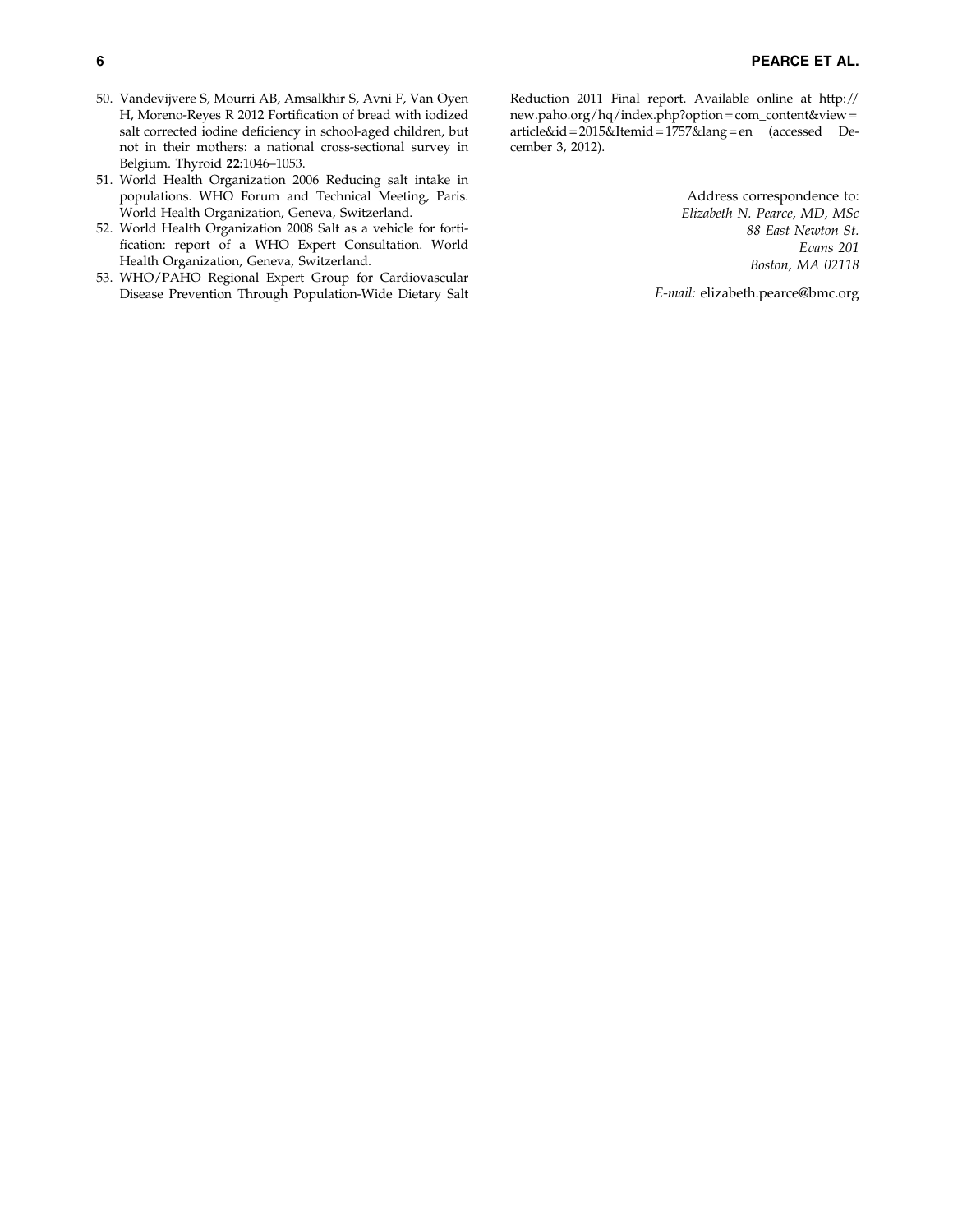50. Vandevijvere S, Mourri AB, Amsalkhir S, Avni F, Van Oyen H, Moreno-Reyes R 2012 Fortification of bread with iodized salt corrected iodine deficiency in school-aged children, but not in their mothers: a national cross-sectional survey in Belgium. Thyroid **22:**1046–1053.
51. World Health Organization 2006 Reducing salt intake in populations. WHO Forum and Technical Meeting, Paris. World Health Organization, Geneva, Switzerland.
52. World Health Organization 2008 Salt as a vehicle for fortification: report of a WHO Expert Consultation. World Health Organization, Geneva, Switzerland.
53. WHO/PAHO Regional Expert Group for Cardiovascular Disease Prevention Through Population-Wide Dietary Salt Reduction 2011 Final report. Available online at http://new.paho.org/hq/index.php?option=com_content&view=article&id=2015&Itemid=1757&lang=en (accessed December 3, 2012).

Address correspondence to:
*Elizabeth N. Pearce, MD, MSc*
*88 East Newton St.*
*Evans 201*
*Boston, MA 02118*

*E-mail:* elizabeth.pearce@bmc.org